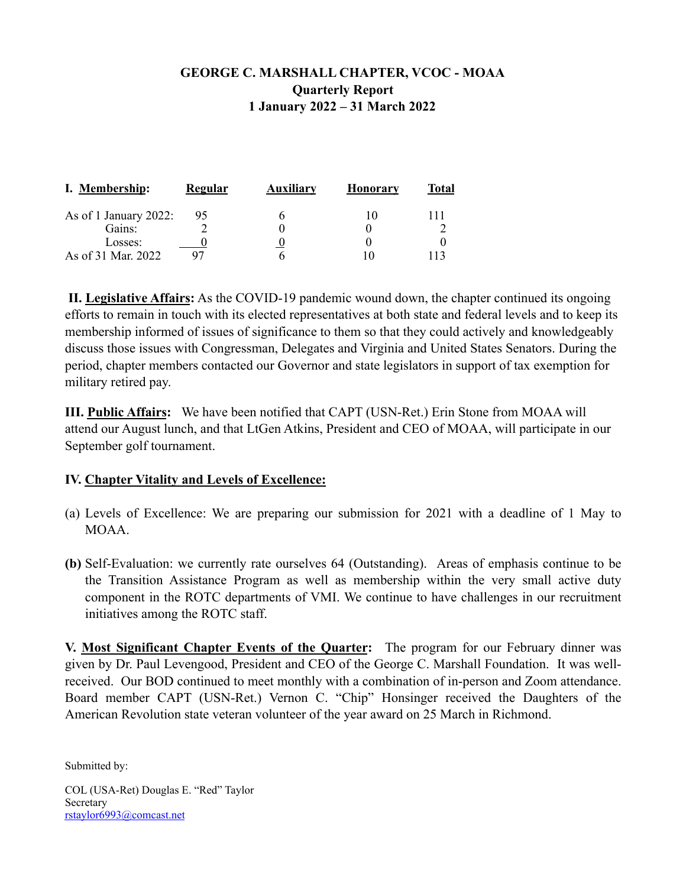# GEORGE C. MARSHALL CHAPTER, VCOC - MOAA
## Quarterly Report
## 1 January 2022 – 31 March 2022

| I. **Membership**: | **Regular** | **Auxiliary** | **Honorary** | **Total** |
|---|---|---|---|---|
| As of 1 January 2022: | 95 | 6 | 10 | 111 |
| Gains: | 2 | 0 | 0 | 2 |
| Losses: | 0 | 0 | 0 | 0 |
| As of 31 Mar. 2022 | 97 | 6 | 10 | 113 |

**II. Legislative Affairs:** As the COVID-19 pandemic wound down, the chapter continued its ongoing efforts to remain in touch with its elected representatives at both state and federal levels and to keep its membership informed of issues of significance to them so that they could actively and knowledgeably discuss those issues with Congressman, Delegates and Virginia and United States Senators. During the period, chapter members contacted our Governor and state legislators in support of tax exemption for military retired pay.

**III. Public Affairs:** We have been notified that CAPT (USN-Ret.) Erin Stone from MOAA will attend our August lunch, and that LtGen Atkins, President and CEO of MOAA, will participate in our September golf tournament.

**IV. Chapter Vitality and Levels of Excellence:**

(a) Levels of Excellence: We are preparing our submission for 2021 with a deadline of 1 May to MOAA.

**(b)** Self-Evaluation: we currently rate ourselves 64 (Outstanding). Areas of emphasis continue to be the Transition Assistance Program as well as membership within the very small active duty component in the ROTC departments of VMI. We continue to have challenges in our recruitment initiatives among the ROTC staff.

**V. Most Significant Chapter Events of the Quarter:** The program for our February dinner was given by Dr. Paul Levengood, President and CEO of the George C. Marshall Foundation. It was well-received. Our BOD continued to meet monthly with a combination of in-person and Zoom attendance. Board member CAPT (USN-Ret.) Vernon C. "Chip" Honsinger received the Daughters of the American Revolution state veteran volunteer of the year award on 25 March in Richmond.

Submitted by:

COL (USA-Ret) Douglas E. "Red" Taylor
Secretary
rstaylor6993@comcast.net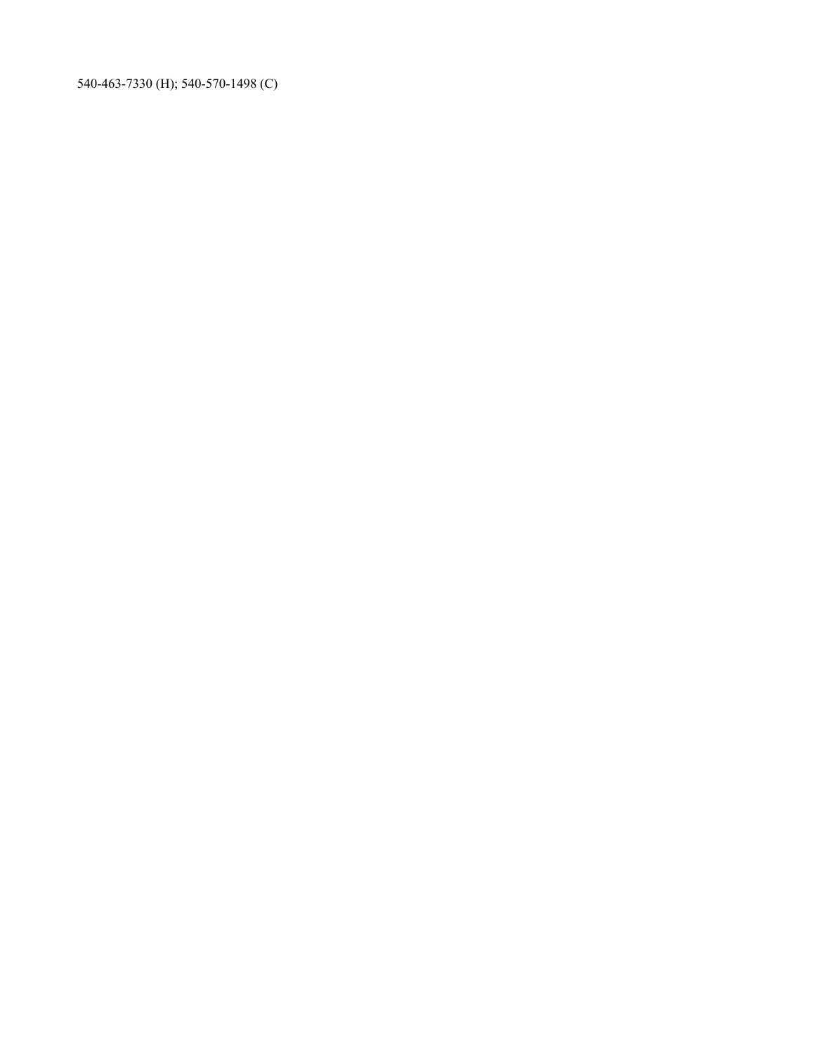540-463-7330 (H); 540-570-1498 (C)